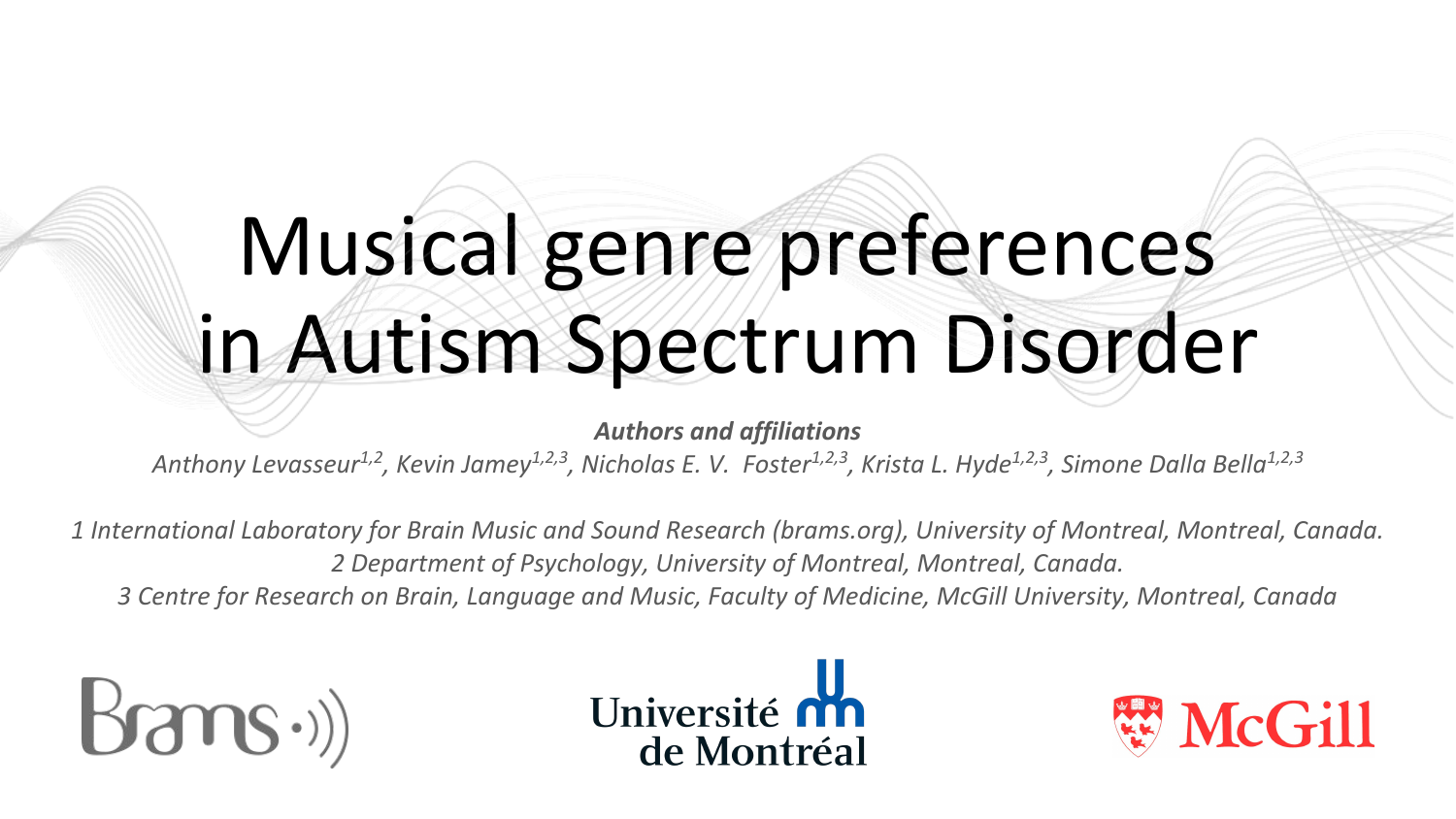# Musical genre preferences in Autism Spectrum Disorder

***Authors and affiliations***

*Anthony Levasseur[1,2], Kevin Jamey[1,2,3], Nicholas E. V. Foster[1,2,3], Krista L. Hyde[1,2,3], Simone Dalla Bella[1,2,3]*

*1 International Laboratory for Brain Music and Sound Research (brams.org), University of Montreal, Montreal, Canada.*
*2 Department of Psychology, University of Montreal, Montreal, Canada.*
*3 Centre for Research on Brain, Language and Music, Faculty of Medicine, McGill University, Montreal, Canada*

Brams

Université de Montréal

McGill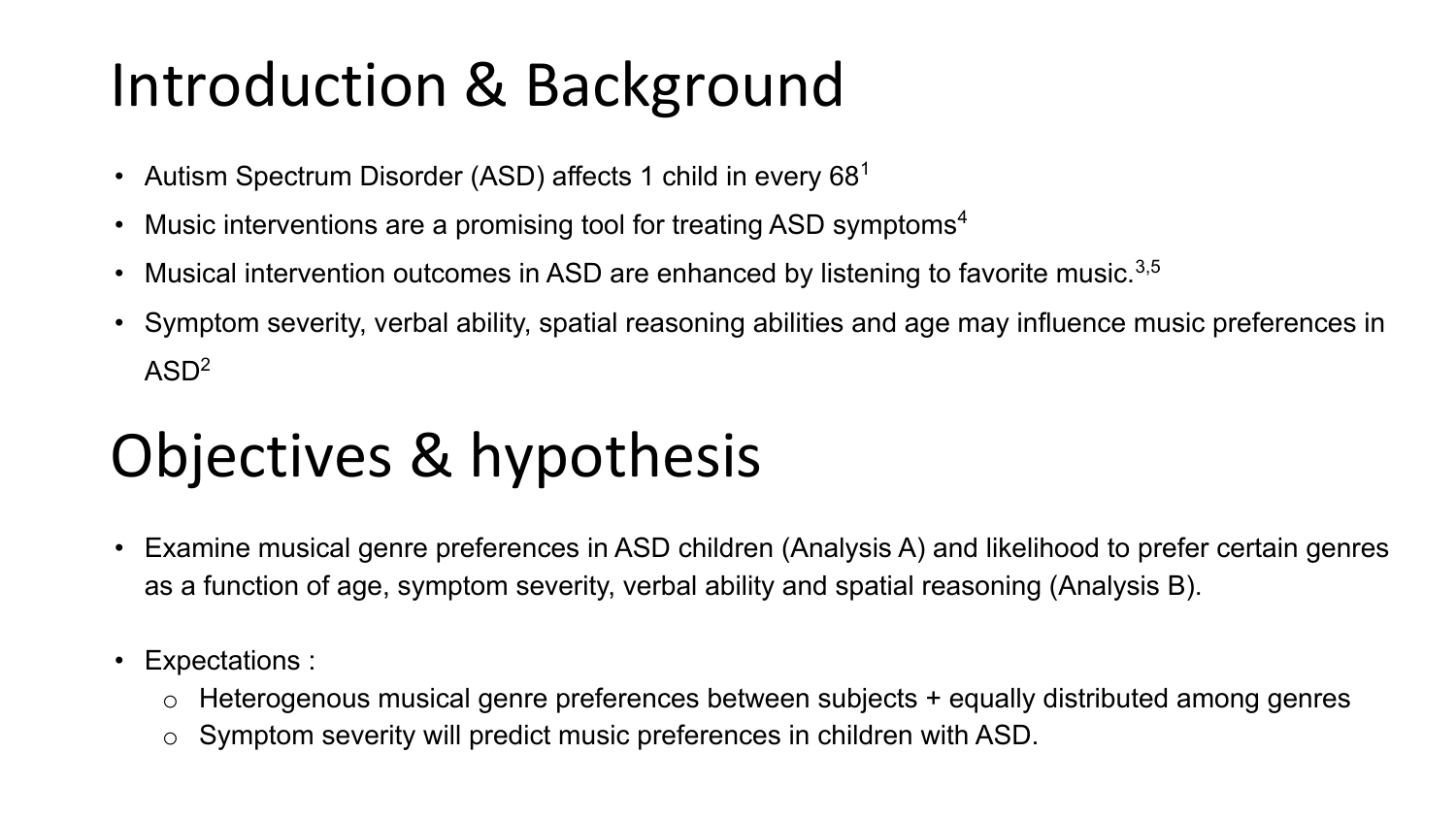# Introduction & Background

- Autism Spectrum Disorder (ASD) affects 1 child in every 68[1]
- Music interventions are a promising tool for treating ASD symptoms[4]
- Musical intervention outcomes in ASD are enhanced by listening to favorite music.[3,5]
- Symptom severity, verbal ability, spatial reasoning abilities and age may influence music preferences in ASD[2]

# Objectives & hypothesis

- Examine musical genre preferences in ASD children (Analysis A) and likelihood to prefer certain genres as a function of age, symptom severity, verbal ability and spatial reasoning (Analysis B).

- Expectations :
  - Heterogenous musical genre preferences between subjects + equally distributed among genres
  - Symptom severity will predict music preferences in children with ASD.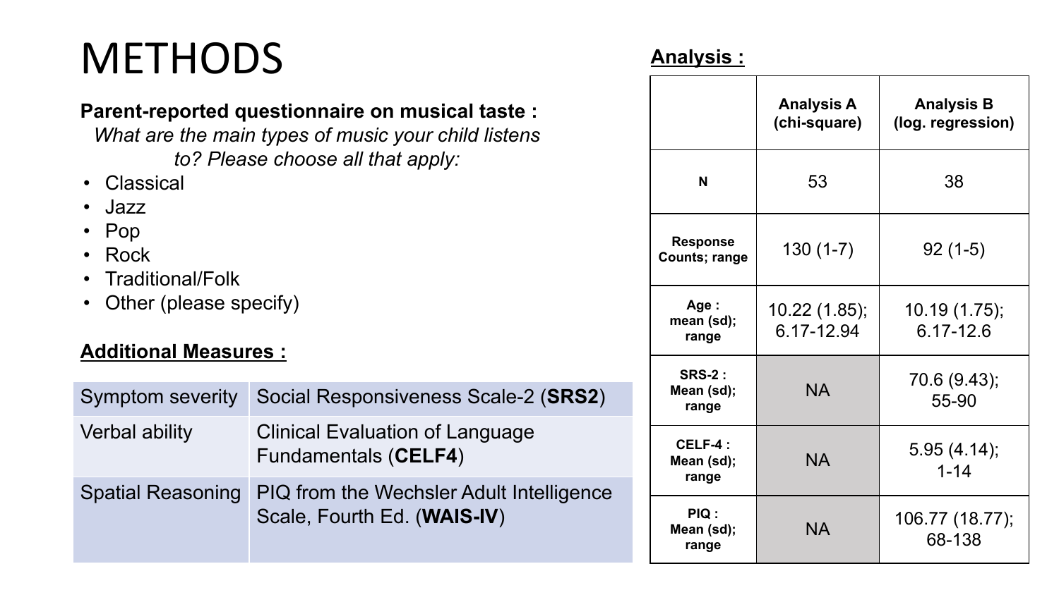# METHODS

**Parent-reported questionnaire on musical taste :**

*What are the main types of music your child listens to? Please choose all that apply:*

- Classical
- Jazz
- Pop
- Rock
- Traditional/Folk
- Other (please specify)

**Additional Measures :**

| | |
|---|---|
| Symptom severity | Social Responsiveness Scale-2 (**SRS2**) |
| Verbal ability | Clinical Evaluation of Language Fundamentals (**CELF4**) |
| Spatial Reasoning | PIQ from the Wechsler Adult Intelligence Scale, Fourth Ed. (**WAIS-IV**) |

**Analysis :**

| | **Analysis A (chi-square)** | **Analysis B (log. regression)** |
|---|---|---|
| **N** | 53 | 38 |
| **Response Counts; range** | 130 (1-7) | 92 (1-5) |
| **Age : mean (sd); range** | 10.22 (1.85); 6.17-12.94 | 10.19 (1.75); 6.17-12.6 |
| **SRS-2 : Mean (sd); range** | NA | 70.6 (9.43); 55-90 |
| **CELF-4 : Mean (sd); range** | NA | 5.95 (4.14); 1-14 |
| **PIQ : Mean (sd); range** | NA | 106.77 (18.77); 68-138 |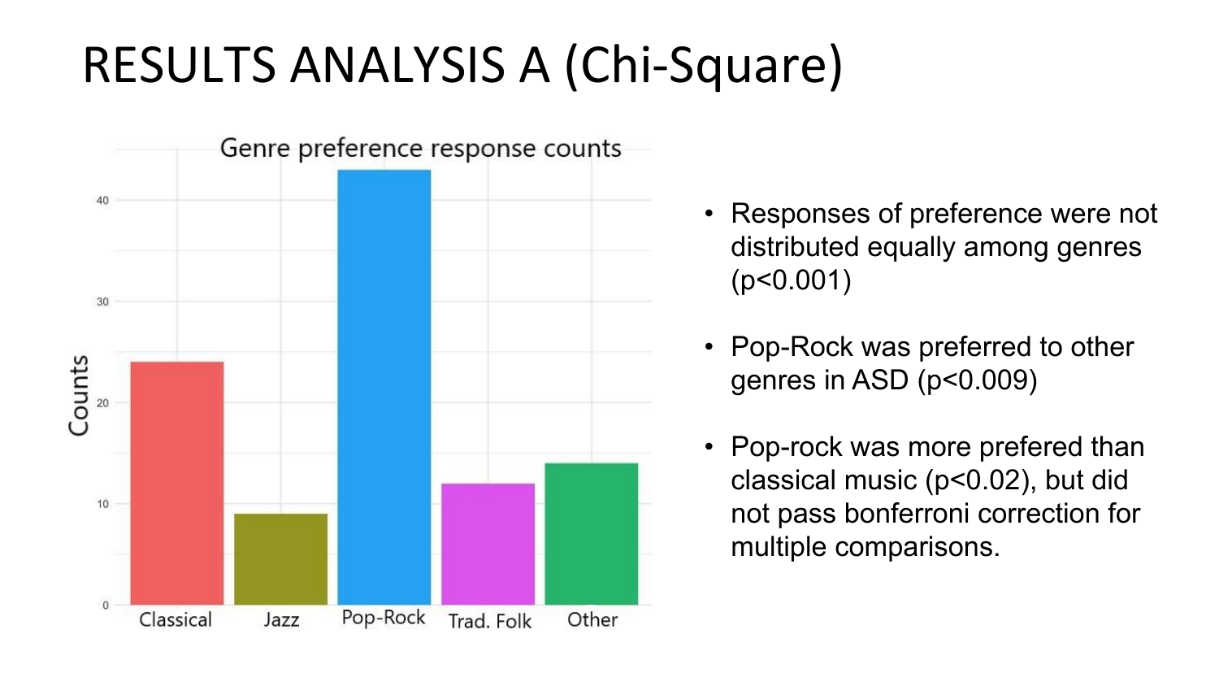# RESULTS ANALYSIS A (Chi-Square)

Genre preference response counts

| Genre | Counts |
| --- | --- |
| Classical | 24 |
| Jazz | 9 |
| Pop-Rock | 43 |
| Trad. Folk | 12 |
| Other | 14 |

- Responses of preference were not distributed equally among genres ($p<0.001$)
- Pop-Rock was preferred to other genres in ASD ($p<0.009$)
- Pop-rock was more prefered than classical music ($p<0.02$), but did not pass bonferroni correction for multiple comparisons.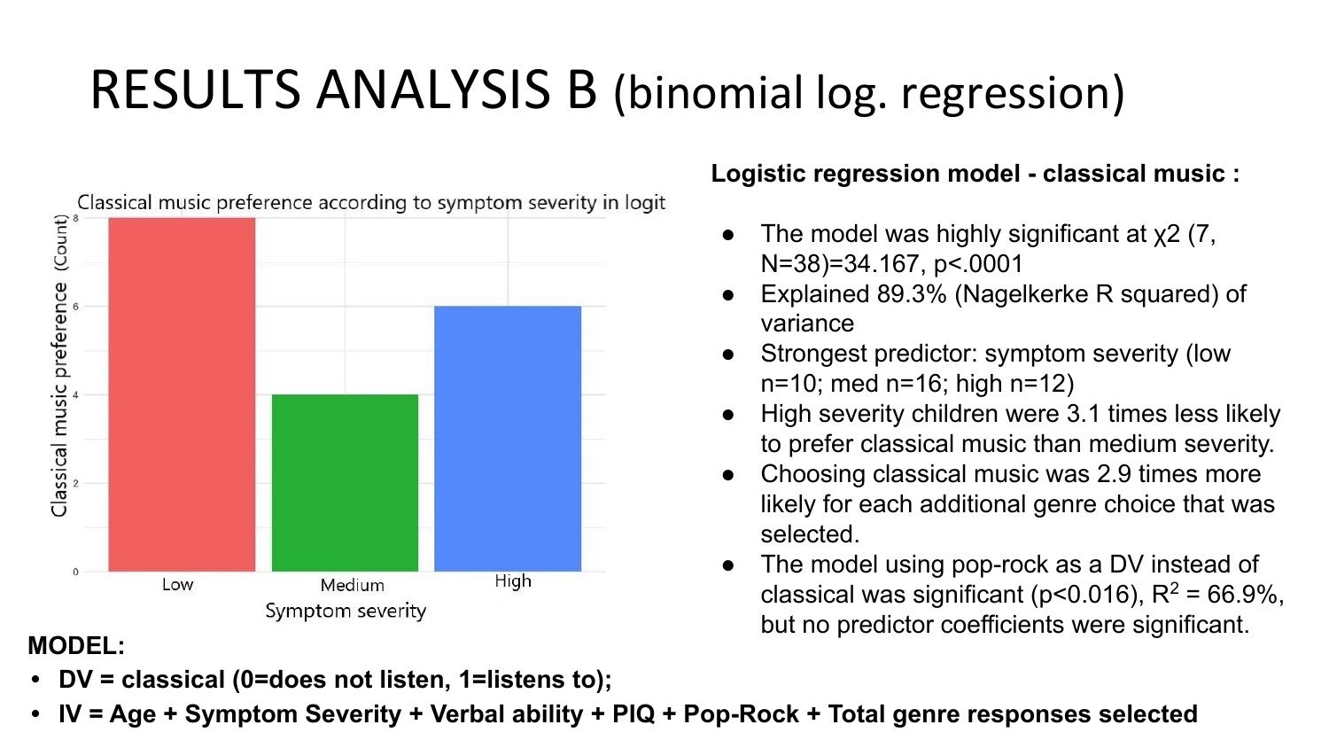# RESULTS ANALYSIS B (binomial log. regression)

Classical music preference according to symptom severity in logit

| Symptom severity | Classical music preference (Count) |
|---|---|
| Low | 8 |
| Medium | 4 |
| High | 6 |

**Logistic regression model - classical music :**

- The model was highly significant at $\chi^2$ (7, N=38)=34.167, $p<.0001$
- Explained 89.3% (Nagelkerke R squared) of variance
- Strongest predictor: symptom severity (low n=10; med n=16; high n=12)
- High severity children were 3.1 times less likely to prefer classical music than medium severity.
- Choosing classical music was 2.9 times more likely for each additional genre choice that was selected.
- The model using pop-rock as a DV instead of classical was significant ($p<0.016$), $R^2$ = 66.9%, but no predictor coefficients were significant.

**MODEL:**

- **DV = classical (0=does not listen, 1=listens to);**
- **IV = Age + Symptom Severity + Verbal ability + PIQ + Pop-Rock + Total genre responses selected**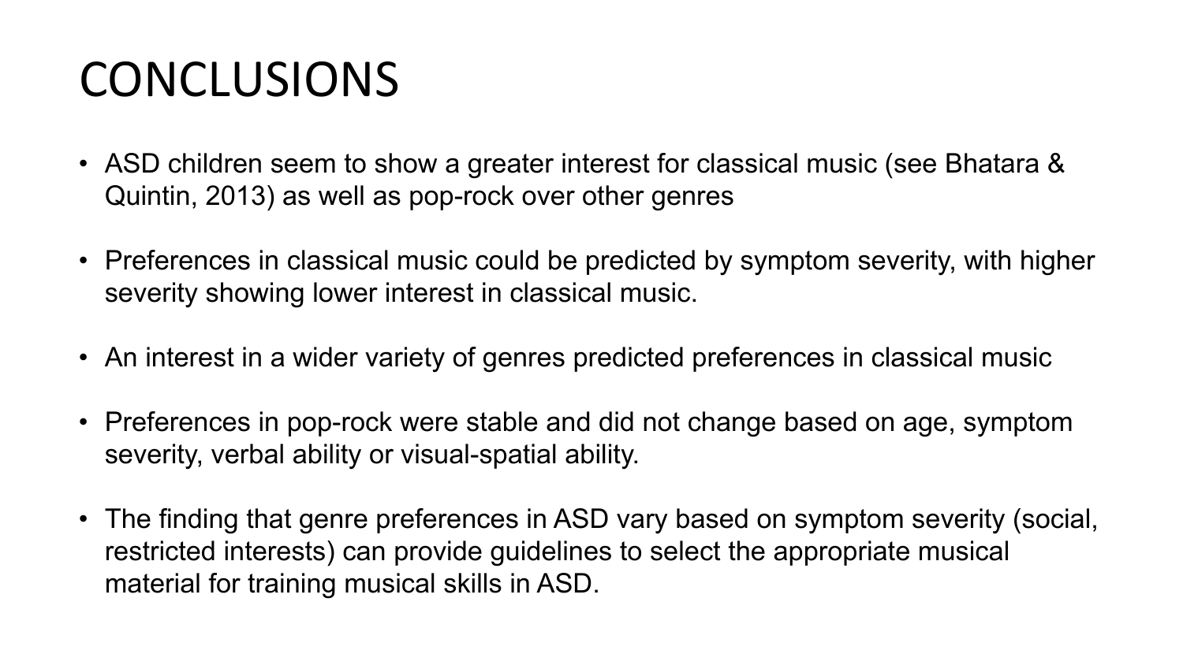# CONCLUSIONS

- ASD children seem to show a greater interest for classical music (see Bhatara & Quintin, 2013) as well as pop-rock over other genres
- Preferences in classical music could be predicted by symptom severity, with higher severity showing lower interest in classical music.
- An interest in a wider variety of genres predicted preferences in classical music
- Preferences in pop-rock were stable and did not change based on age, symptom severity, verbal ability or visual-spatial ability.
- The finding that genre preferences in ASD vary based on symptom severity (social, restricted interests) can provide guidelines to select the appropriate musical material for training musical skills in ASD.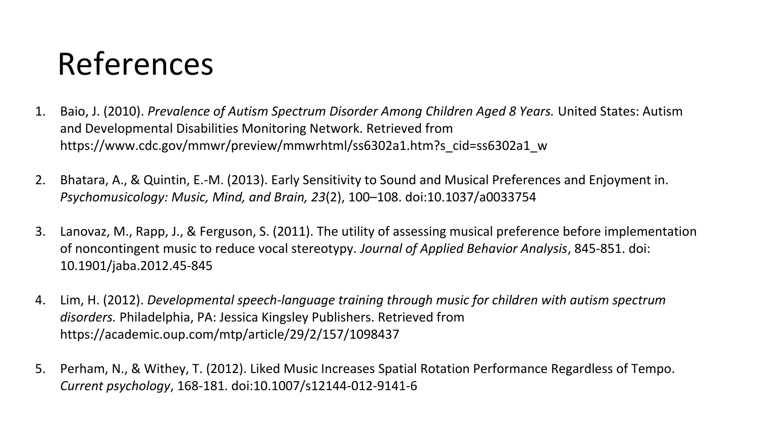# References

1. Baio, J. (2010). *Prevalence of Autism Spectrum Disorder Among Children Aged 8 Years.* United States: Autism and Developmental Disabilities Monitoring Network. Retrieved from https://www.cdc.gov/mmwr/preview/mmwrhtml/ss6302a1.htm?s_cid=ss6302a1_w

2. Bhatara, A., & Quintin, E.-M. (2013). Early Sensitivity to Sound and Musical Preferences and Enjoyment in. *Psychomusicology: Music, Mind, and Brain, 23*(2), 100–108. doi:10.1037/a0033754

3. Lanovaz, M., Rapp, J., & Ferguson, S. (2011). The utility of assessing musical preference before implementation of noncontingent music to reduce vocal stereotypy. *Journal of Applied Behavior Analysis*, 845-851. doi: 10.1901/jaba.2012.45-845

4. Lim, H. (2012). *Developmental speech-language training through music for children with autism spectrum disorders.* Philadelphia, PA: Jessica Kingsley Publishers. Retrieved from https://academic.oup.com/mtp/article/29/2/157/1098437

5. Perham, N., & Withey, T. (2012). Liked Music Increases Spatial Rotation Performance Regardless of Tempo. *Current psychology*, 168-181. doi:10.1007/s12144-012-9141-6